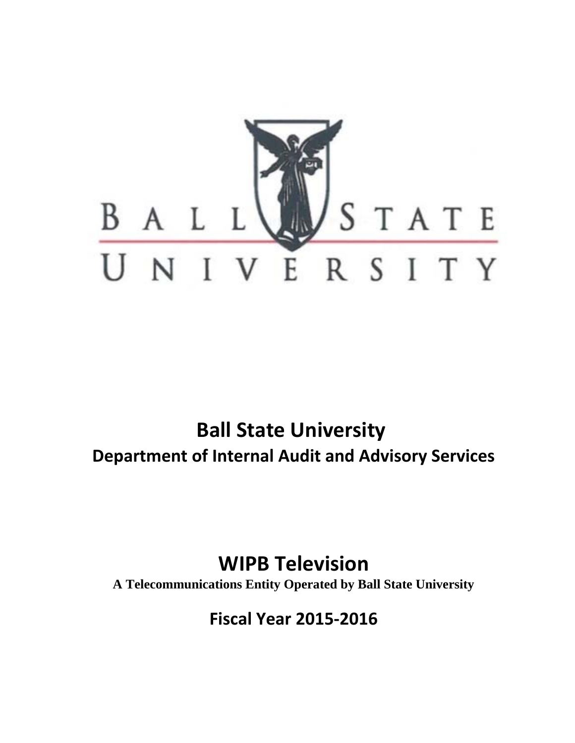# Ball State University

## Department of Internal Audit and Advisory Services

# WIPB Television

**A Telecommunications Entity Operated by Ball State University**

## Fiscal Year 2015-2016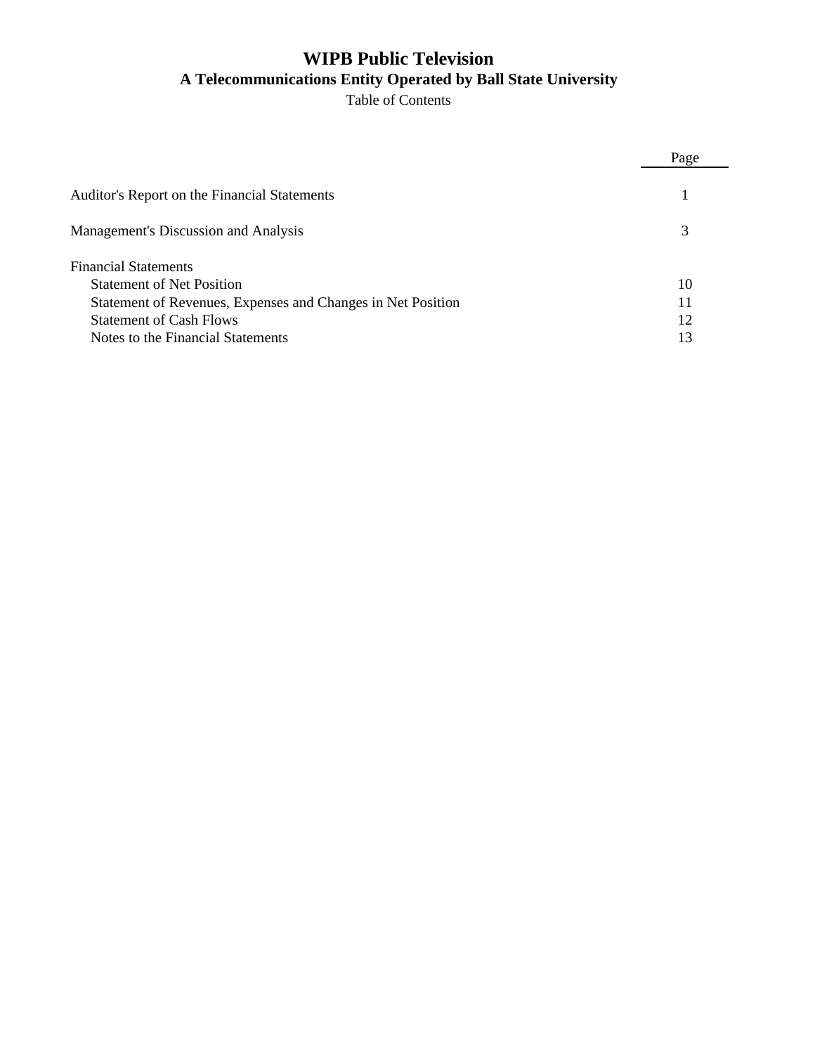# WIPB Public Television

## A Telecommunications Entity Operated by Ball State University

Table of Contents

| | Page |
|---|---|
| Auditor's Report on the Financial Statements | 1 |
| Management's Discussion and Analysis | 3 |
| Financial Statements | |
| Statement of Net Position | 10 |
| Statement of Revenues, Expenses and Changes in Net Position | 11 |
| Statement of Cash Flows | 12 |
| Notes to the Financial Statements | 13 |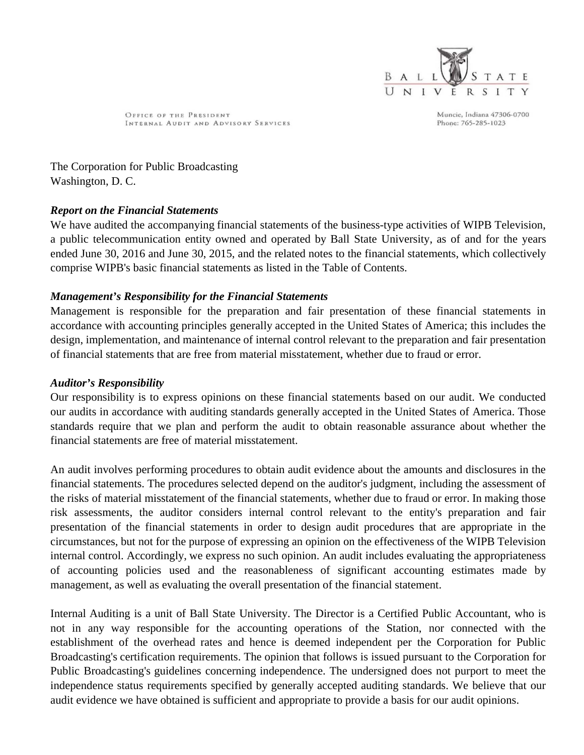BALL STATE UNIVERSITY

OFFICE OF THE PRESIDENT
INTERNAL AUDIT AND ADVISORY SERVICES

Muncie, Indiana 47306-0700
Phone: 765-285-1023

The Corporation for Public Broadcasting
Washington, D. C.

***Report on the Financial Statements***

We have audited the accompanying financial statements of the business-type activities of WIPB Television, a public telecommunication entity owned and operated by Ball State University, as of and for the years ended June 30, 2016 and June 30, 2015, and the related notes to the financial statements, which collectively comprise WIPB's basic financial statements as listed in the Table of Contents.

***Management's Responsibility for the Financial Statements***

Management is responsible for the preparation and fair presentation of these financial statements in accordance with accounting principles generally accepted in the United States of America; this includes the design, implementation, and maintenance of internal control relevant to the preparation and fair presentation of financial statements that are free from material misstatement, whether due to fraud or error.

***Auditor's Responsibility***

Our responsibility is to express opinions on these financial statements based on our audit. We conducted our audits in accordance with auditing standards generally accepted in the United States of America. Those standards require that we plan and perform the audit to obtain reasonable assurance about whether the financial statements are free of material misstatement.

An audit involves performing procedures to obtain audit evidence about the amounts and disclosures in the financial statements. The procedures selected depend on the auditor's judgment, including the assessment of the risks of material misstatement of the financial statements, whether due to fraud or error. In making those risk assessments, the auditor considers internal control relevant to the entity's preparation and fair presentation of the financial statements in order to design audit procedures that are appropriate in the circumstances, but not for the purpose of expressing an opinion on the effectiveness of the WIPB Television internal control. Accordingly, we express no such opinion. An audit includes evaluating the appropriateness of accounting policies used and the reasonableness of significant accounting estimates made by management, as well as evaluating the overall presentation of the financial statement.

Internal Auditing is a unit of Ball State University. The Director is a Certified Public Accountant, who is not in any way responsible for the accounting operations of the Station, nor connected with the establishment of the overhead rates and hence is deemed independent per the Corporation for Public Broadcasting's certification requirements. The opinion that follows is issued pursuant to the Corporation for Public Broadcasting's guidelines concerning independence. The undersigned does not purport to meet the independence status requirements specified by generally accepted auditing standards. We believe that our audit evidence we have obtained is sufficient and appropriate to provide a basis for our audit opinions.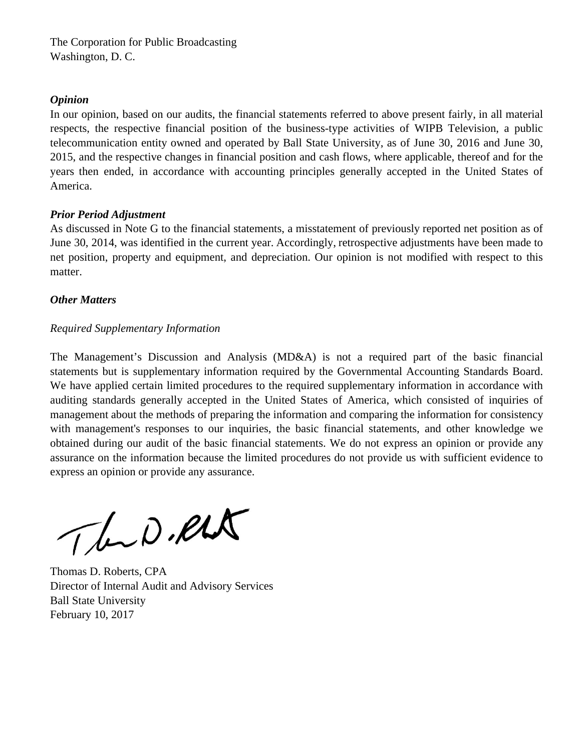The Corporation for Public Broadcasting
Washington, D. C.

***Opinion***

In our opinion, based on our audits, the financial statements referred to above present fairly, in all material respects, the respective financial position of the business-type activities of WIPB Television, a public telecommunication entity owned and operated by Ball State University, as of June 30, 2016 and June 30, 2015, and the respective changes in financial position and cash flows, where applicable, thereof and for the years then ended, in accordance with accounting principles generally accepted in the United States of America.

***Prior Period Adjustment***

As discussed in Note G to the financial statements, a misstatement of previously reported net position as of June 30, 2014, was identified in the current year. Accordingly, retrospective adjustments have been made to net position, property and equipment, and depreciation. Our opinion is not modified with respect to this matter.

***Other Matters***

*Required Supplementary Information*

The Management's Discussion and Analysis (MD&A) is not a required part of the basic financial statements but is supplementary information required by the Governmental Accounting Standards Board. We have applied certain limited procedures to the required supplementary information in accordance with auditing standards generally accepted in the United States of America, which consisted of inquiries of management about the methods of preparing the information and comparing the information for consistency with management's responses to our inquiries, the basic financial statements, and other knowledge we obtained during our audit of the basic financial statements. We do not express an opinion or provide any assurance on the information because the limited procedures do not provide us with sufficient evidence to express an opinion or provide any assurance.

Thomas D. Roberts, CPA
Director of Internal Audit and Advisory Services
Ball State University
February 10, 2017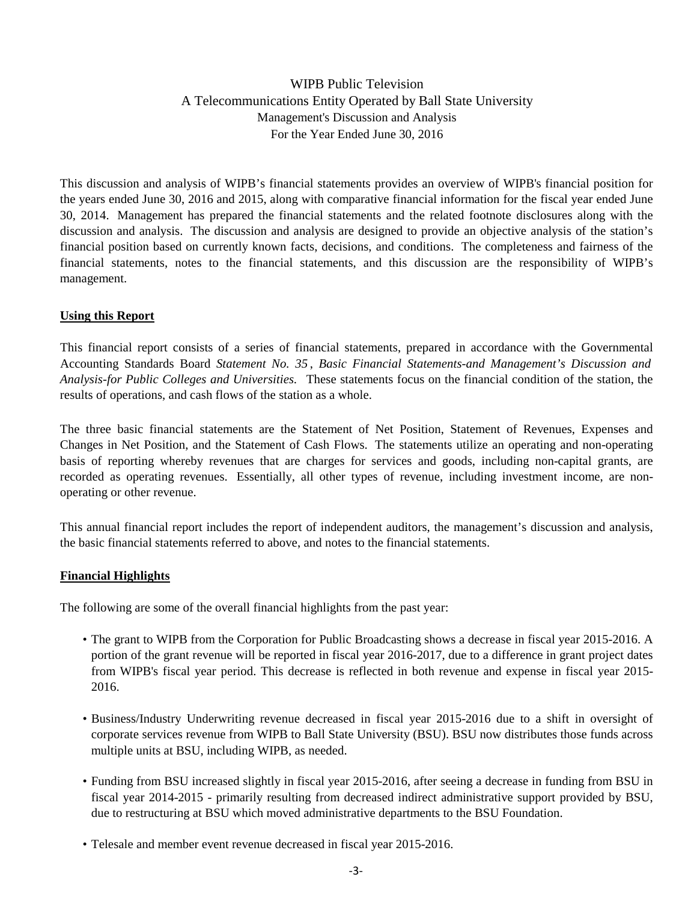# WIPB Public Television
## A Telecommunications Entity Operated by Ball State University
### Management's Discussion and Analysis
### For the Year Ended June 30, 2016

This discussion and analysis of WIPB's financial statements provides an overview of WIPB's financial position for the years ended June 30, 2016 and 2015, along with comparative financial information for the fiscal year ended June 30, 2014. Management has prepared the financial statements and the related footnote disclosures along with the discussion and analysis. The discussion and analysis are designed to provide an objective analysis of the station's financial position based on currently known facts, decisions, and conditions. The completeness and fairness of the financial statements, notes to the financial statements, and this discussion are the responsibility of WIPB's management.

**Using this Report**

This financial report consists of a series of financial statements, prepared in accordance with the Governmental Accounting Standards Board *Statement No. 35*, *Basic Financial Statements-and Management's Discussion and Analysis-for Public Colleges and Universities.* These statements focus on the financial condition of the station, the results of operations, and cash flows of the station as a whole.

The three basic financial statements are the Statement of Net Position, Statement of Revenues, Expenses and Changes in Net Position, and the Statement of Cash Flows. The statements utilize an operating and non-operating basis of reporting whereby revenues that are charges for services and goods, including non-capital grants, are recorded as operating revenues. Essentially, all other types of revenue, including investment income, are non-operating or other revenue.

This annual financial report includes the report of independent auditors, the management's discussion and analysis, the basic financial statements referred to above, and notes to the financial statements.

**Financial Highlights**

The following are some of the overall financial highlights from the past year:

- The grant to WIPB from the Corporation for Public Broadcasting shows a decrease in fiscal year 2015-2016. A portion of the grant revenue will be reported in fiscal year 2016-2017, due to a difference in grant project dates from WIPB's fiscal year period. This decrease is reflected in both revenue and expense in fiscal year 2015-2016.

- Business/Industry Underwriting revenue decreased in fiscal year 2015-2016 due to a shift in oversight of corporate services revenue from WIPB to Ball State University (BSU). BSU now distributes those funds across multiple units at BSU, including WIPB, as needed.

- Funding from BSU increased slightly in fiscal year 2015-2016, after seeing a decrease in funding from BSU in fiscal year 2014-2015 - primarily resulting from decreased indirect administrative support provided by BSU, due to restructuring at BSU which moved administrative departments to the BSU Foundation.

- Telesale and member event revenue decreased in fiscal year 2015-2016.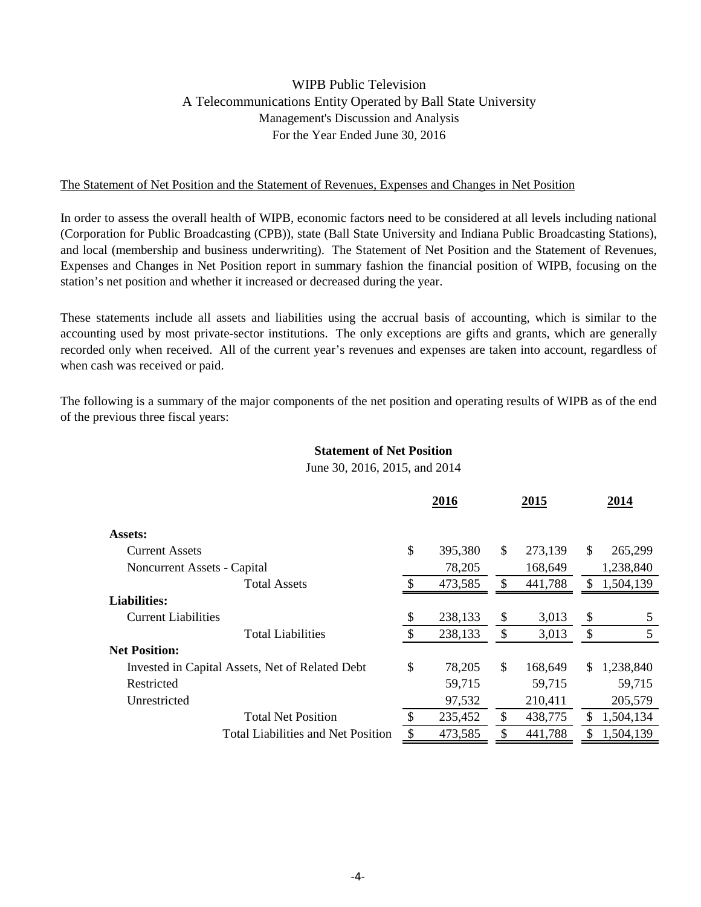# WIPB Public Television

## A Telecommunications Entity Operated by Ball State University

### Management's Discussion and Analysis

### For the Year Ended June 30, 2016

The Statement of Net Position and the Statement of Revenues, Expenses and Changes in Net Position

In order to assess the overall health of WIPB, economic factors need to be considered at all levels including national (Corporation for Public Broadcasting (CPB)), state (Ball State University and Indiana Public Broadcasting Stations), and local (membership and business underwriting). The Statement of Net Position and the Statement of Revenues, Expenses and Changes in Net Position report in summary fashion the financial position of WIPB, focusing on the station's net position and whether it increased or decreased during the year.

These statements include all assets and liabilities using the accrual basis of accounting, which is similar to the accounting used by most private-sector institutions. The only exceptions are gifts and grants, which are generally recorded only when received. All of the current year's revenues and expenses are taken into account, regardless of when cash was received or paid.

The following is a summary of the major components of the net position and operating results of WIPB as of the end of the previous three fiscal years:

**Statement of Net Position**

June 30, 2016, 2015, and 2014

| | 2016 | 2015 | 2014 |
|---|---|---|---|
| **Assets:** | | | |
| Current Assets | $ 395,380 | $ 273,139 | $ 265,299 |
| Noncurrent Assets - Capital | 78,205 | 168,649 | 1,238,840 |
| Total Assets | $ 473,585 | $ 441,788 | $ 1,504,139 |
| **Liabilities:** | | | |
| Current Liabilities | $ 238,133 | $ 3,013 | $ 5 |
| Total Liabilities | $ 238,133 | $ 3,013 | $ 5 |
| **Net Position:** | | | |
| Invested in Capital Assets, Net of Related Debt | $ 78,205 | $ 168,649 | $ 1,238,840 |
| Restricted | 59,715 | 59,715 | 59,715 |
| Unrestricted | 97,532 | 210,411 | 205,579 |
| Total Net Position | $ 235,452 | $ 438,775 | $ 1,504,134 |
| Total Liabilities and Net Position | $ 473,585 | $ 441,788 | $ 1,504,139 |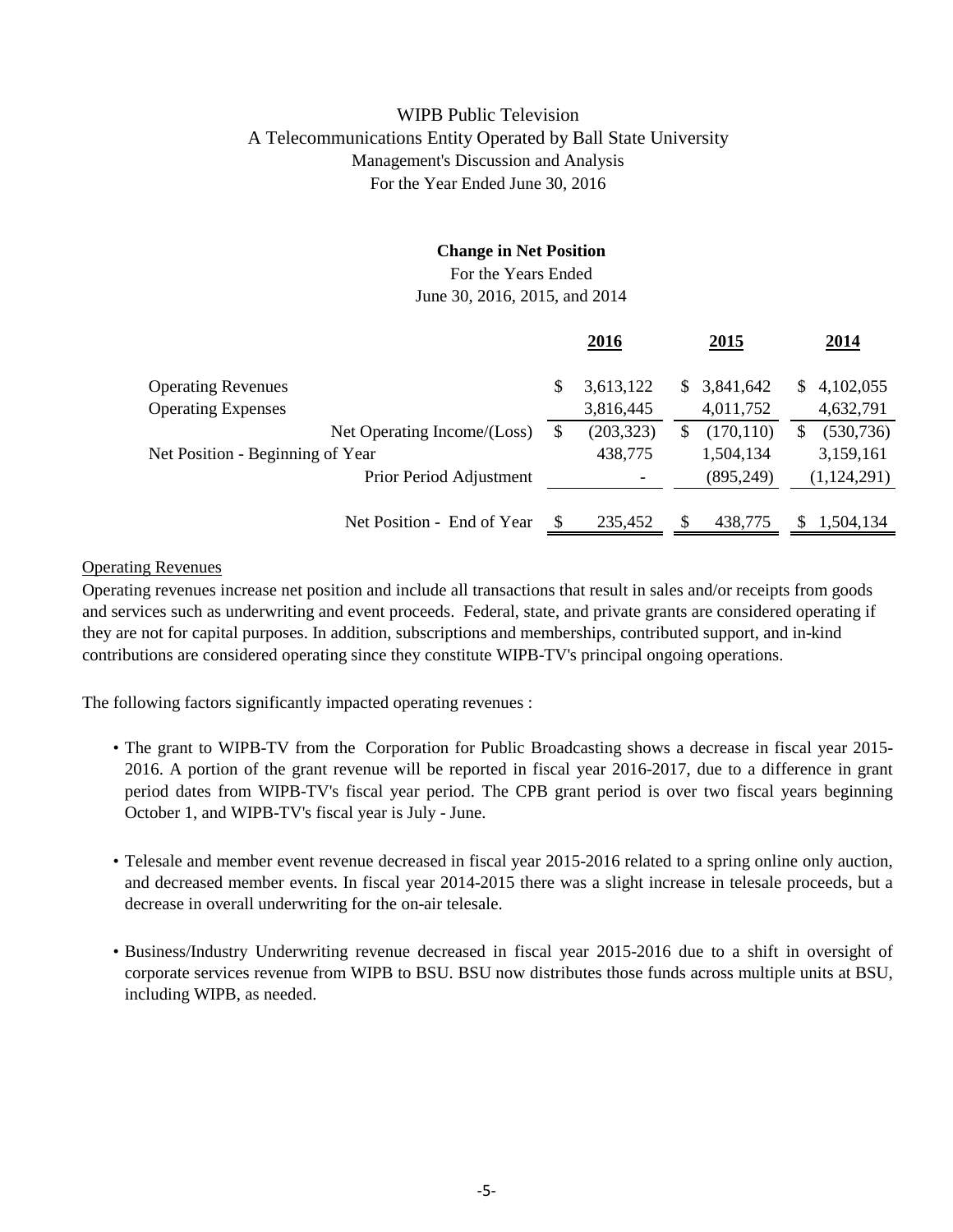# WIPB Public Television
## A Telecommunications Entity Operated by Ball State University
### Management's Discussion and Analysis
### For the Year Ended June 30, 2016

**Change in Net Position**

For the Years Ended

June 30, 2016, 2015, and 2014

| | 2016 | 2015 | 2014 |
|---|---|---|---|
| Operating Revenues | $ 3,613,122 | $ 3,841,642 | $ 4,102,055 |
| Operating Expenses | 3,816,445 | 4,011,752 | 4,632,791 |
| Net Operating Income/(Loss) | $ (203,323) | $ (170,110) | $ (530,736) |
| Net Position - Beginning of Year | 438,775 | 1,504,134 | 3,159,161 |
| Prior Period Adjustment | - | (895,249) | (1,124,291) |
| Net Position - End of Year | $ 235,452 | $ 438,775 | $ 1,504,134 |

Operating Revenues

Operating revenues increase net position and include all transactions that result in sales and/or receipts from goods and services such as underwriting and event proceeds. Federal, state, and private grants are considered operating if they are not for capital purposes. In addition, subscriptions and memberships, contributed support, and in-kind contributions are considered operating since they constitute WIPB-TV's principal ongoing operations.

The following factors significantly impacted operating revenues :

- The grant to WIPB-TV from the Corporation for Public Broadcasting shows a decrease in fiscal year 2015-2016. A portion of the grant revenue will be reported in fiscal year 2016-2017, due to a difference in grant period dates from WIPB-TV's fiscal year period. The CPB grant period is over two fiscal years beginning October 1, and WIPB-TV's fiscal year is July - June.

- Telesale and member event revenue decreased in fiscal year 2015-2016 related to a spring online only auction, and decreased member events. In fiscal year 2014-2015 there was a slight increase in telesale proceeds, but a decrease in overall underwriting for the on-air telesale.

- Business/Industry Underwriting revenue decreased in fiscal year 2015-2016 due to a shift in oversight of corporate services revenue from WIPB to BSU. BSU now distributes those funds across multiple units at BSU, including WIPB, as needed.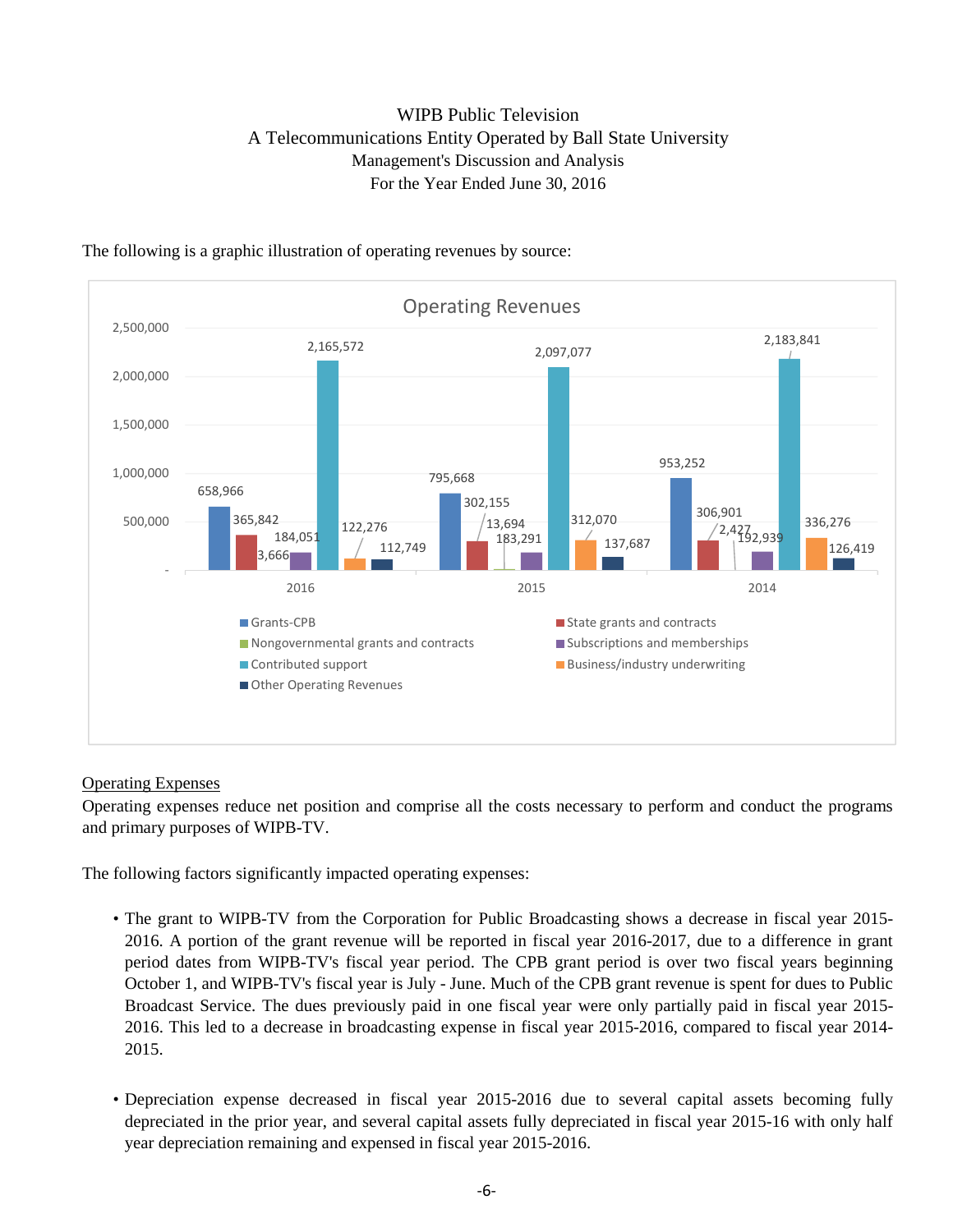# WIPB Public Television
## A Telecommunications Entity Operated by Ball State University
### Management's Discussion and Analysis
### For the Year Ended June 30, 2016

The following is a graphic illustration of operating revenues by source:

**Operating Revenues**

| | 2016 | 2015 | 2014 |
|---|---|---|---|
| Grants-CPB | 658,966 | 795,668 | 953,252 |
| State grants and contracts | 365,842 | 302,155 | 306,901 |
| Nongovernmental grants and contracts | 3,666 | 13,694 | 2,427 |
| Subscriptions and memberships | 184,051 | 183,291 | 192,939 |
| Contributed support | 2,165,572 | 2,097,077 | 2,183,841 |
| Business/industry underwriting | 122,276 | 312,070 | 336,276 |
| Other Operating Revenues | 112,749 | 137,687 | 126,419 |

Operating Expenses

Operating expenses reduce net position and comprise all the costs necessary to perform and conduct the programs and primary purposes of WIPB-TV.

The following factors significantly impacted operating expenses:

- The grant to WIPB-TV from the Corporation for Public Broadcasting shows a decrease in fiscal year 2015-2016. A portion of the grant revenue will be reported in fiscal year 2016-2017, due to a difference in grant period dates from WIPB-TV's fiscal year period. The CPB grant period is over two fiscal years beginning October 1, and WIPB-TV's fiscal year is July - June. Much of the CPB grant revenue is spent for dues to Public Broadcast Service. The dues previously paid in one fiscal year were only partially paid in fiscal year 2015-2016. This led to a decrease in broadcasting expense in fiscal year 2015-2016, compared to fiscal year 2014-2015.

- Depreciation expense decreased in fiscal year 2015-2016 due to several capital assets becoming fully depreciated in the prior year, and several capital assets fully depreciated in fiscal year 2015-16 with only half year depreciation remaining and expensed in fiscal year 2015-2016.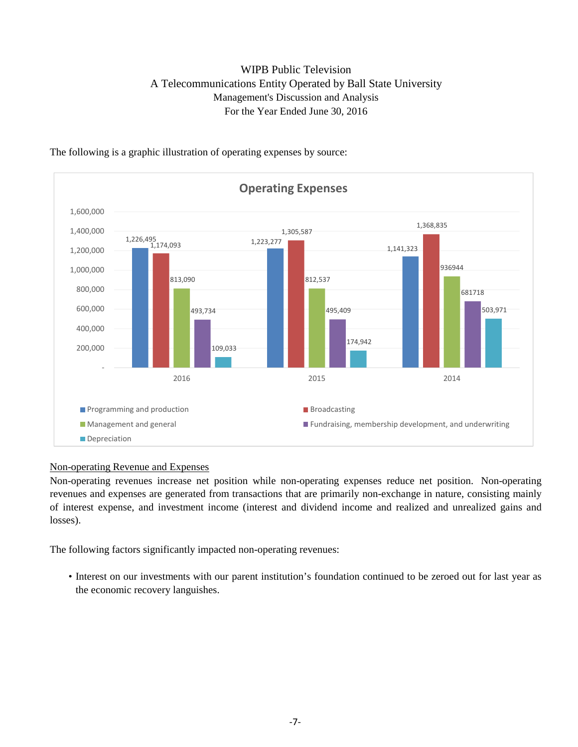WIPB Public Television
A Telecommunications Entity Operated by Ball State University
Management's Discussion and Analysis
For the Year Ended June 30, 2016

The following is a graphic illustration of operating expenses by source:

**Operating Expenses**

| | 2016 | 2015 | 2014 |
|---|---|---|---|
| Programming and production | 1,226,495 | 1,223,277 | 1,141,323 |
| Broadcasting | 1,174,093 | 1,305,587 | 1,368,835 |
| Management and general | 813,090 | 812,537 | 936944 |
| Fundraising, membership development, and underwriting | 493,734 | 495,409 | 681718 |
| Depreciation | 109,033 | 174,942 | 503,971 |

Non-operating Revenue and Expenses

Non-operating revenues increase net position while non-operating expenses reduce net position. Non-operating revenues and expenses are generated from transactions that are primarily non-exchange in nature, consisting mainly of interest expense, and investment income (interest and dividend income and realized and unrealized gains and losses).

The following factors significantly impacted non-operating revenues:

- Interest on our investments with our parent institution's foundation continued to be zeroed out for last year as the economic recovery languishes.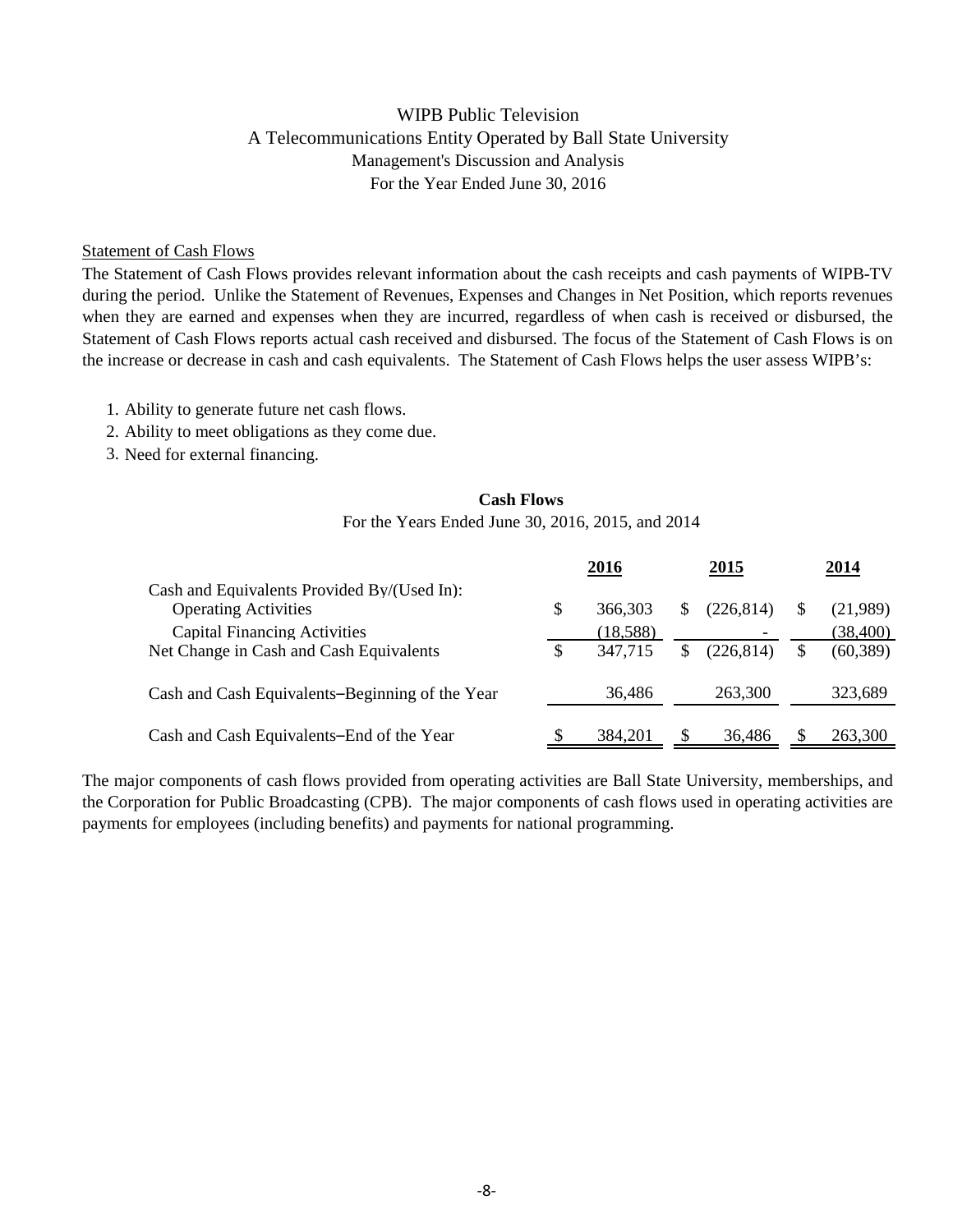# WIPB Public Television

## A Telecommunications Entity Operated by Ball State University

### Management's Discussion and Analysis

### For the Year Ended June 30, 2016

Statement of Cash Flows

The Statement of Cash Flows provides relevant information about the cash receipts and cash payments of WIPB-TV during the period. Unlike the Statement of Revenues, Expenses and Changes in Net Position, which reports revenues when they are earned and expenses when they are incurred, regardless of when cash is received or disbursed, the Statement of Cash Flows reports actual cash received and disbursed. The focus of the Statement of Cash Flows is on the increase or decrease in cash and cash equivalents. The Statement of Cash Flows helps the user assess WIPB's:

1. Ability to generate future net cash flows.
2. Ability to meet obligations as they come due.
3. Need for external financing.

**Cash Flows**

For the Years Ended June 30, 2016, 2015, and 2014

| | 2016 | 2015 | 2014 |
|---|---|---|---|
| Cash and Equivalents Provided By/(Used In): | | | |
| Operating Activities | $ 366,303 | $ (226,814) | $ (21,989) |
| Capital Financing Activities | (18,588) | - | (38,400) |
| Net Change in Cash and Cash Equivalents | $ 347,715 | $ (226,814) | $ (60,389) |
| Cash and Cash Equivalents–Beginning of the Year | 36,486 | 263,300 | 323,689 |
| Cash and Cash Equivalents–End of the Year | $ 384,201 | $ 36,486 | $ 263,300 |

The major components of cash flows provided from operating activities are Ball State University, memberships, and the Corporation for Public Broadcasting (CPB). The major components of cash flows used in operating activities are payments for employees (including benefits) and payments for national programming.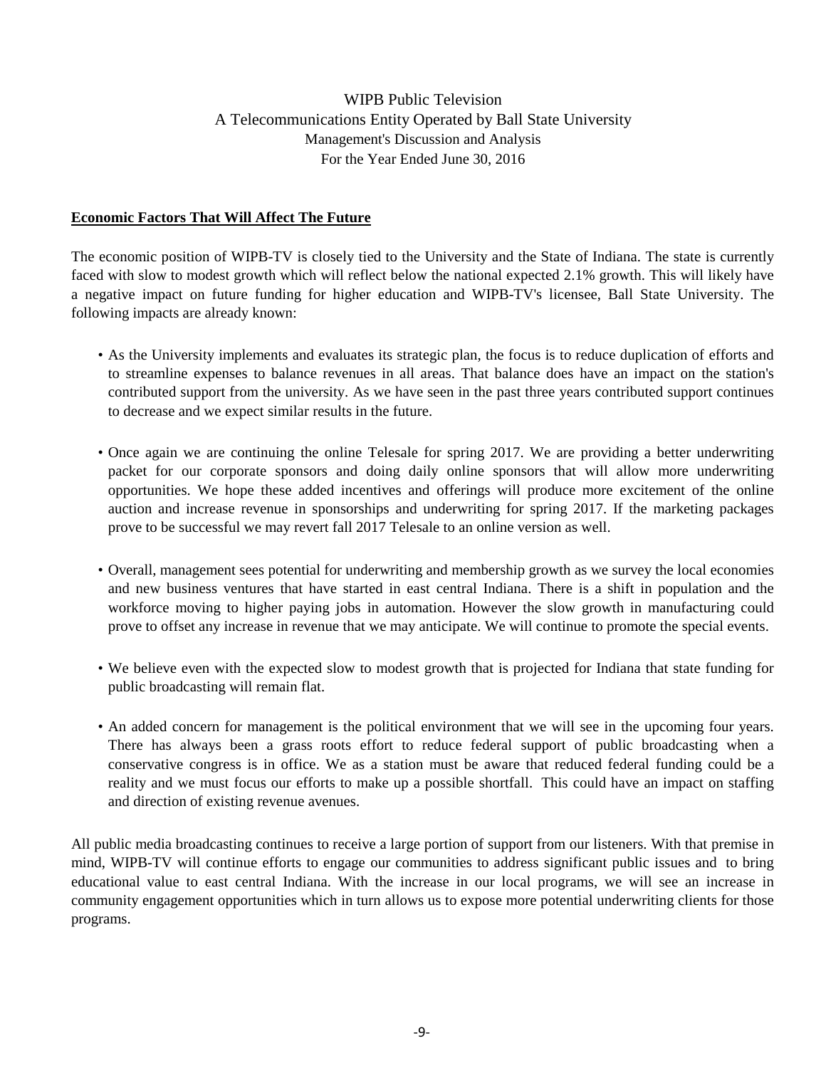WIPB Public Television
A Telecommunications Entity Operated by Ball State University
Management's Discussion and Analysis
For the Year Ended June 30, 2016

**Economic Factors That Will Affect The Future**

The economic position of WIPB-TV is closely tied to the University and the State of Indiana. The state is currently faced with slow to modest growth which will reflect below the national expected 2.1% growth. This will likely have a negative impact on future funding for higher education and WIPB-TV's licensee, Ball State University. The following impacts are already known:

- As the University implements and evaluates its strategic plan, the focus is to reduce duplication of efforts and to streamline expenses to balance revenues in all areas. That balance does have an impact on the station's contributed support from the university. As we have seen in the past three years contributed support continues to decrease and we expect similar results in the future.

- Once again we are continuing the online Telesale for spring 2017. We are providing a better underwriting packet for our corporate sponsors and doing daily online sponsors that will allow more underwriting opportunities. We hope these added incentives and offerings will produce more excitement of the online auction and increase revenue in sponsorships and underwriting for spring 2017. If the marketing packages prove to be successful we may revert fall 2017 Telesale to an online version as well.

- Overall, management sees potential for underwriting and membership growth as we survey the local economies and new business ventures that have started in east central Indiana. There is a shift in population and the workforce moving to higher paying jobs in automation. However the slow growth in manufacturing could prove to offset any increase in revenue that we may anticipate. We will continue to promote the special events.

- We believe even with the expected slow to modest growth that is projected for Indiana that state funding for public broadcasting will remain flat.

- An added concern for management is the political environment that we will see in the upcoming four years. There has always been a grass roots effort to reduce federal support of public broadcasting when a conservative congress is in office. We as a station must be aware that reduced federal funding could be a reality and we must focus our efforts to make up a possible shortfall. This could have an impact on staffing and direction of existing revenue avenues.

All public media broadcasting continues to receive a large portion of support from our listeners. With that premise in mind, WIPB-TV will continue efforts to engage our communities to address significant public issues and to bring educational value to east central Indiana. With the increase in our local programs, we will see an increase in community engagement opportunities which in turn allows us to expose more potential underwriting clients for those programs.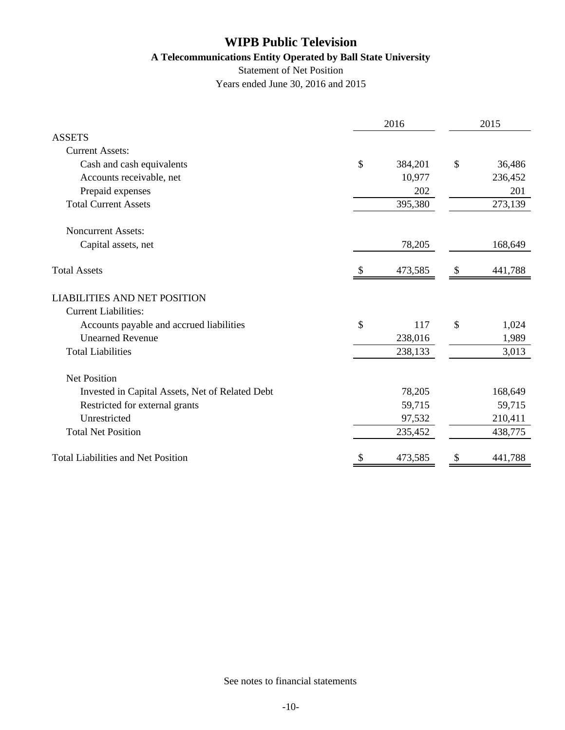# WIPB Public Television

### A Telecommunications Entity Operated by Ball State University

Statement of Net Position

Years ended June 30, 2016 and 2015

| | 2016 | 2015 |
|---|---|---|
| **ASSETS** | | |
| Current Assets: | | |
| Cash and cash equivalents | $ 384,201 | $ 36,486 |
| Accounts receivable, net | 10,977 | 236,452 |
| Prepaid expenses | 202 | 201 |
| Total Current Assets | 395,380 | 273,139 |
| Noncurrent Assets: | | |
| Capital assets, net | 78,205 | 168,649 |
| Total Assets | $ 473,585 | $ 441,788 |
| **LIABILITIES AND NET POSITION** | | |
| Current Liabilities: | | |
| Accounts payable and accrued liabilities | $ 117 | $ 1,024 |
| Unearned Revenue | 238,016 | 1,989 |
| Total Liabilities | 238,133 | 3,013 |
| Net Position | | |
| Invested in Capital Assets, Net of Related Debt | 78,205 | 168,649 |
| Restricted for external grants | 59,715 | 59,715 |
| Unrestricted | 97,532 | 210,411 |
| Total Net Position | 235,452 | 438,775 |
| Total Liabilities and Net Position | $ 473,585 | $ 441,788 |

See notes to financial statements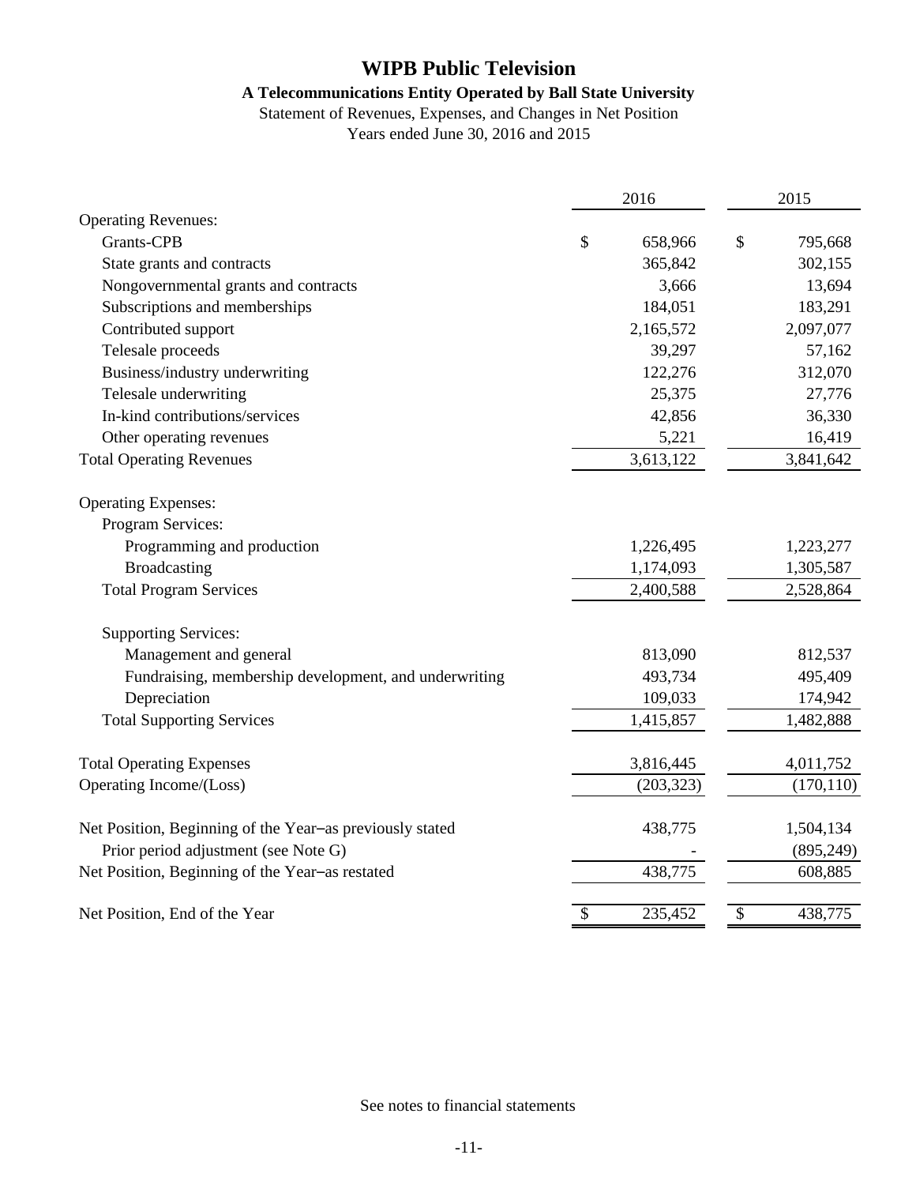# WIPB Public Television

### A Telecommunications Entity Operated by Ball State University

Statement of Revenues, Expenses, and Changes in Net Position

Years ended June 30, 2016 and 2015

| | 2016 | 2015 |
|---|---|---|
| Operating Revenues: | | |
| Grants-CPB | $ 658,966 | $ 795,668 |
| State grants and contracts | 365,842 | 302,155 |
| Nongovernmental grants and contracts | 3,666 | 13,694 |
| Subscriptions and memberships | 184,051 | 183,291 |
| Contributed support | 2,165,572 | 2,097,077 |
| Telesale proceeds | 39,297 | 57,162 |
| Business/industry underwriting | 122,276 | 312,070 |
| Telesale underwriting | 25,375 | 27,776 |
| In-kind contributions/services | 42,856 | 36,330 |
| Other operating revenues | 5,221 | 16,419 |
| Total Operating Revenues | 3,613,122 | 3,841,642 |
| | | |
| Operating Expenses: | | |
| Program Services: | | |
| Programming and production | 1,226,495 | 1,223,277 |
| Broadcasting | 1,174,093 | 1,305,587 |
| Total Program Services | 2,400,588 | 2,528,864 |
| | | |
| Supporting Services: | | |
| Management and general | 813,090 | 812,537 |
| Fundraising, membership development, and underwriting | 493,734 | 495,409 |
| Depreciation | 109,033 | 174,942 |
| Total Supporting Services | 1,415,857 | 1,482,888 |
| | | |
| Total Operating Expenses | 3,816,445 | 4,011,752 |
| Operating Income/(Loss) | (203,323) | (170,110) |
| | | |
| Net Position, Beginning of the Year–as previously stated | 438,775 | 1,504,134 |
| Prior period adjustment (see Note G) | - | (895,249) |
| Net Position, Beginning of the Year–as restated | 438,775 | 608,885 |
| | | |
| Net Position, End of the Year | $ 235,452 | $ 438,775 |

See notes to financial statements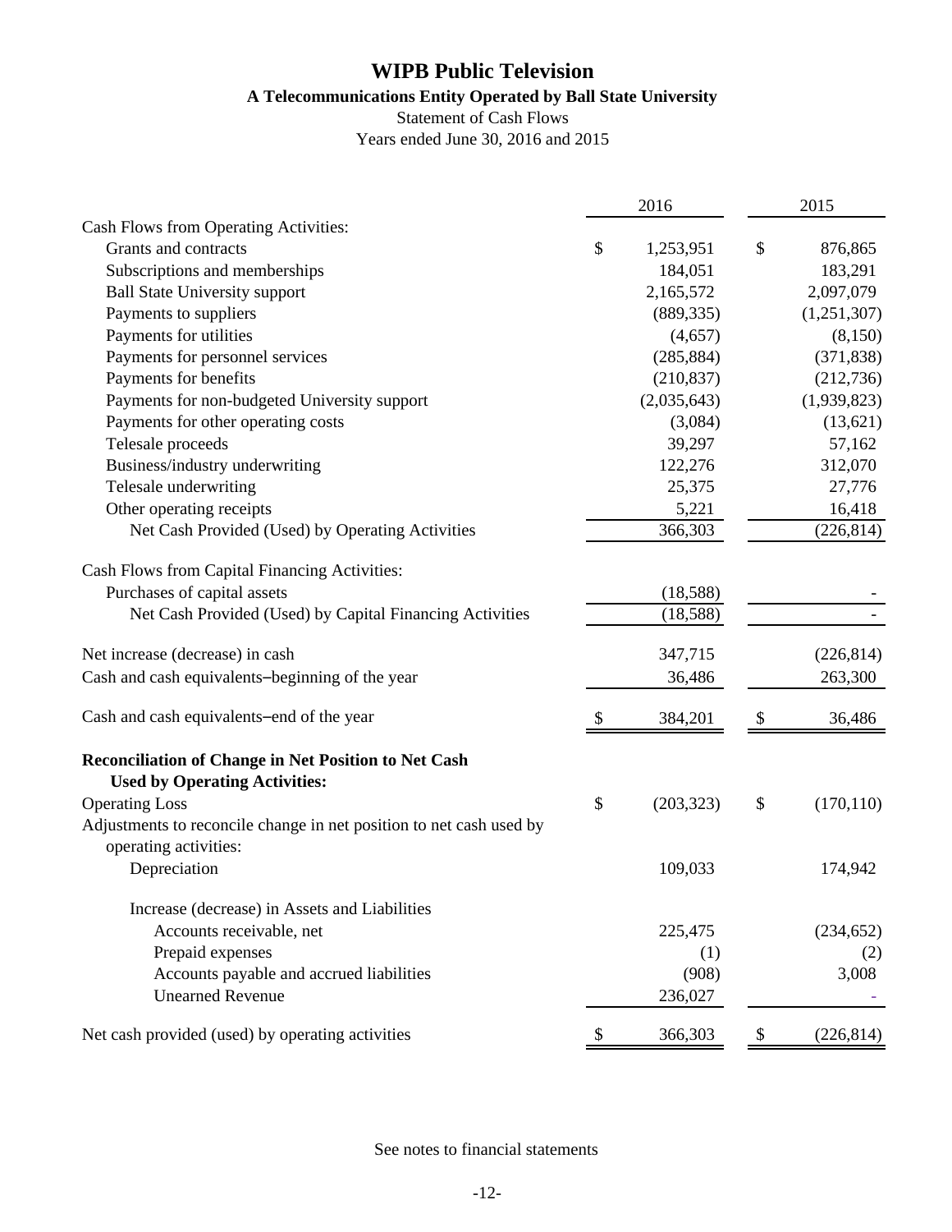# WIPB Public Television

### A Telecommunications Entity Operated by Ball State University

Statement of Cash Flows

Years ended June 30, 2016 and 2015

| | 2016 | 2015 |
|---|---|---|
| Cash Flows from Operating Activities: | | |
| Grants and contracts | $ 1,253,951 | $ 876,865 |
| Subscriptions and memberships | 184,051 | 183,291 |
| Ball State University support | 2,165,572 | 2,097,079 |
| Payments to suppliers | (889,335) | (1,251,307) |
| Payments for utilities | (4,657) | (8,150) |
| Payments for personnel services | (285,884) | (371,838) |
| Payments for benefits | (210,837) | (212,736) |
| Payments for non-budgeted University support | (2,035,643) | (1,939,823) |
| Payments for other operating costs | (3,084) | (13,621) |
| Telesale proceeds | 39,297 | 57,162 |
| Business/industry underwriting | 122,276 | 312,070 |
| Telesale underwriting | 25,375 | 27,776 |
| Other operating receipts | 5,221 | 16,418 |
| Net Cash Provided (Used) by Operating Activities | 366,303 | (226,814) |
| Cash Flows from Capital Financing Activities: | | |
| Purchases of capital assets | (18,588) | - |
| Net Cash Provided (Used) by Capital Financing Activities | (18,588) | - |
| Net increase (decrease) in cash | 347,715 | (226,814) |
| Cash and cash equivalents–beginning of the year | 36,486 | 263,300 |
| Cash and cash equivalents–end of the year | $ 384,201 | $ 36,486 |

| **Reconciliation of Change in Net Position to Net Cash Used by Operating Activities:** | 2016 | 2015 |
|---|---|---|
| Operating Loss | $ (203,323) | $ (170,110) |
| Adjustments to reconcile change in net position to net cash used by operating activities: | | |
| Depreciation | 109,033 | 174,942 |
| Increase (decrease) in Assets and Liabilities | | |
| Accounts receivable, net | 225,475 | (234,652) |
| Prepaid expenses | (1) | (2) |
| Accounts payable and accrued liabilities | (908) | 3,008 |
| Unearned Revenue | 236,027 | - |
| Net cash provided (used) by operating activities | $ 366,303 | $ (226,814) |

See notes to financial statements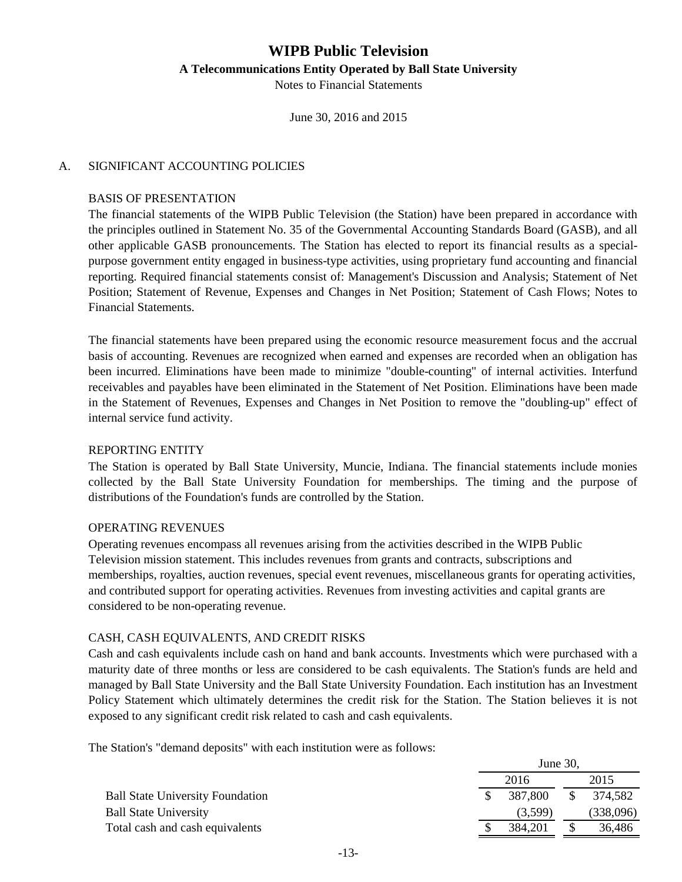# WIPB Public Television

**A Telecommunications Entity Operated by Ball State University**

Notes to Financial Statements

June 30, 2016 and 2015

## A. SIGNIFICANT ACCOUNTING POLICIES

### BASIS OF PRESENTATION

The financial statements of the WIPB Public Television (the Station) have been prepared in accordance with the principles outlined in Statement No. 35 of the Governmental Accounting Standards Board (GASB), and all other applicable GASB pronouncements. The Station has elected to report its financial results as a special-purpose government entity engaged in business-type activities, using proprietary fund accounting and financial reporting. Required financial statements consist of: Management's Discussion and Analysis; Statement of Net Position; Statement of Revenue, Expenses and Changes in Net Position; Statement of Cash Flows; Notes to Financial Statements.

The financial statements have been prepared using the economic resource measurement focus and the accrual basis of accounting. Revenues are recognized when earned and expenses are recorded when an obligation has been incurred. Eliminations have been made to minimize "double-counting" of internal activities. Interfund receivables and payables have been eliminated in the Statement of Net Position. Eliminations have been made in the Statement of Revenues, Expenses and Changes in Net Position to remove the "doubling-up" effect of internal service fund activity.

### REPORTING ENTITY

The Station is operated by Ball State University, Muncie, Indiana. The financial statements include monies collected by the Ball State University Foundation for memberships. The timing and the purpose of distributions of the Foundation's funds are controlled by the Station.

### OPERATING REVENUES

Operating revenues encompass all revenues arising from the activities described in the WIPB Public Television mission statement. This includes revenues from grants and contracts, subscriptions and memberships, royalties, auction revenues, special event revenues, miscellaneous grants for operating activities, and contributed support for operating activities. Revenues from investing activities and capital grants are considered to be non-operating revenue.

### CASH, CASH EQUIVALENTS, AND CREDIT RISKS

Cash and cash equivalents include cash on hand and bank accounts. Investments which were purchased with a maturity date of three months or less are considered to be cash equivalents. The Station's funds are held and managed by Ball State University and the Ball State University Foundation. Each institution has an Investment Policy Statement which ultimately determines the credit risk for the Station. The Station believes it is not exposed to any significant credit risk related to cash and cash equivalents.

The Station's "demand deposits" with each institution were as follows:

| | June 30, | |
|---|---|---|
| | 2016 | 2015 |
| Ball State University Foundation | $ 387,800 | $ 374,582 |
| Ball State University | (3,599) | (338,096) |
| Total cash and cash equivalents | $ 384,201 | $ 36,486 |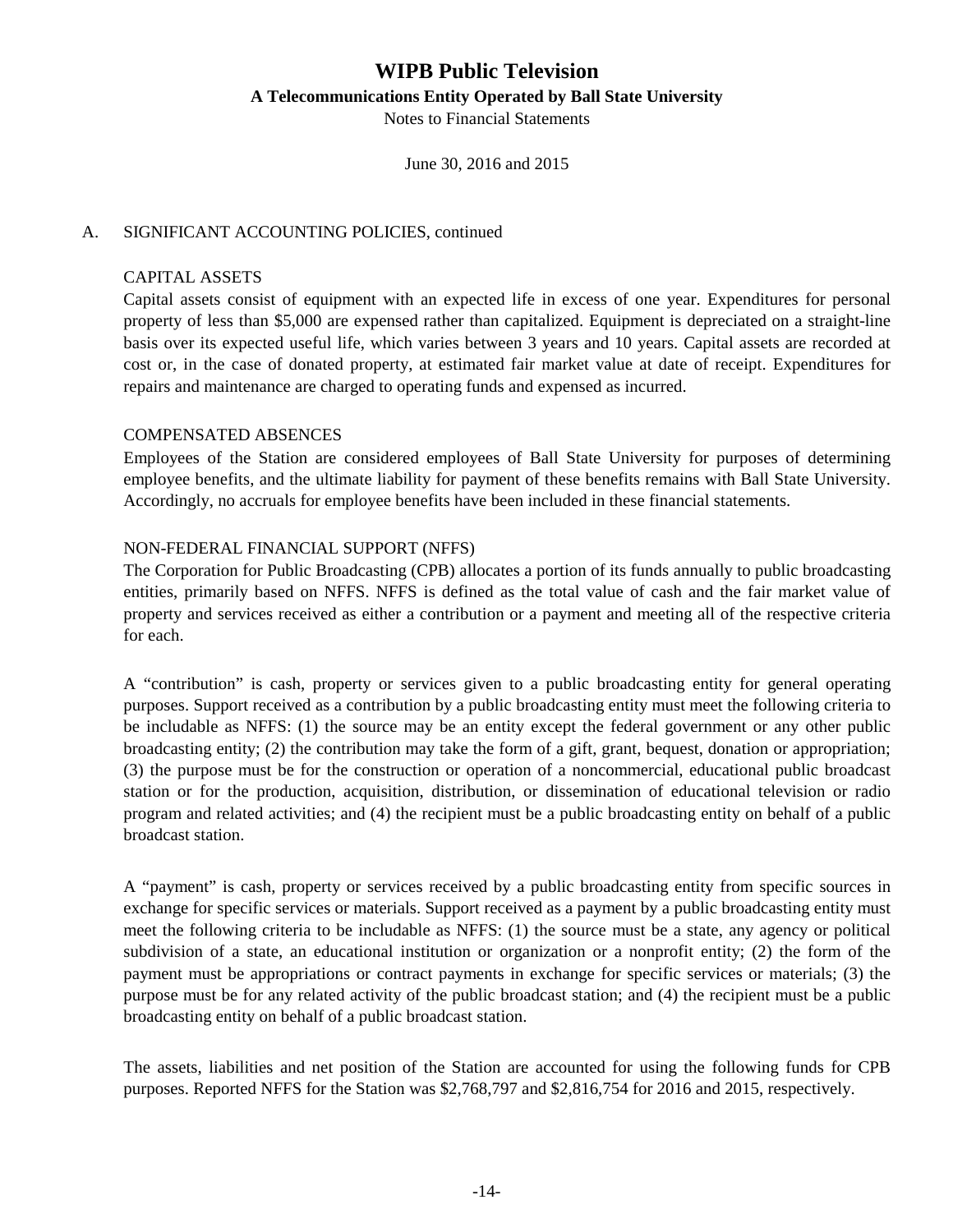# WIPB Public Television

**A Telecommunications Entity Operated by Ball State University**

Notes to Financial Statements

June 30, 2016 and 2015

A. SIGNIFICANT ACCOUNTING POLICIES, continued

CAPITAL ASSETS

Capital assets consist of equipment with an expected life in excess of one year. Expenditures for personal property of less than $5,000 are expensed rather than capitalized. Equipment is depreciated on a straight-line basis over its expected useful life, which varies between 3 years and 10 years. Capital assets are recorded at cost or, in the case of donated property, at estimated fair market value at date of receipt. Expenditures for repairs and maintenance are charged to operating funds and expensed as incurred.

COMPENSATED ABSENCES

Employees of the Station are considered employees of Ball State University for purposes of determining employee benefits, and the ultimate liability for payment of these benefits remains with Ball State University. Accordingly, no accruals for employee benefits have been included in these financial statements.

NON-FEDERAL FINANCIAL SUPPORT (NFFS)

The Corporation for Public Broadcasting (CPB) allocates a portion of its funds annually to public broadcasting entities, primarily based on NFFS. NFFS is defined as the total value of cash and the fair market value of property and services received as either a contribution or a payment and meeting all of the respective criteria for each.

A "contribution" is cash, property or services given to a public broadcasting entity for general operating purposes. Support received as a contribution by a public broadcasting entity must meet the following criteria to be includable as NFFS: (1) the source may be an entity except the federal government or any other public broadcasting entity; (2) the contribution may take the form of a gift, grant, bequest, donation or appropriation; (3) the purpose must be for the construction or operation of a noncommercial, educational public broadcast station or for the production, acquisition, distribution, or dissemination of educational television or radio program and related activities; and (4) the recipient must be a public broadcasting entity on behalf of a public broadcast station.

A "payment" is cash, property or services received by a public broadcasting entity from specific sources in exchange for specific services or materials. Support received as a payment by a public broadcasting entity must meet the following criteria to be includable as NFFS: (1) the source must be a state, any agency or political subdivision of a state, an educational institution or organization or a nonprofit entity; (2) the form of the payment must be appropriations or contract payments in exchange for specific services or materials; (3) the purpose must be for any related activity of the public broadcast station; and (4) the recipient must be a public broadcasting entity on behalf of a public broadcast station.

The assets, liabilities and net position of the Station are accounted for using the following funds for CPB purposes. Reported NFFS for the Station was $2,768,797 and $2,816,754 for 2016 and 2015, respectively.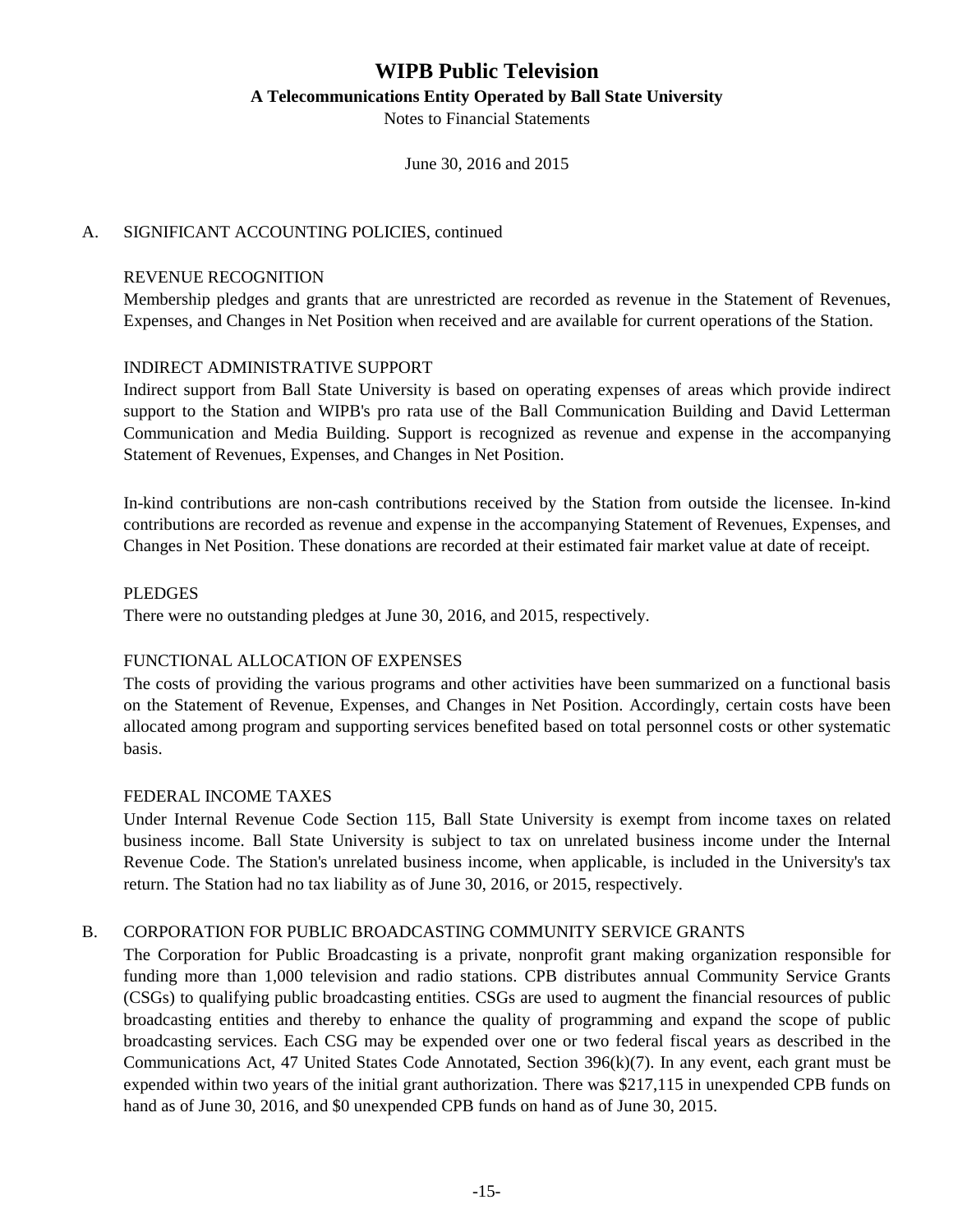## A. SIGNIFICANT ACCOUNTING POLICIES, continued

### REVENUE RECOGNITION

Membership pledges and grants that are unrestricted are recorded as revenue in the Statement of Revenues, Expenses, and Changes in Net Position when received and are available for current operations of the Station.

### INDIRECT ADMINISTRATIVE SUPPORT

Indirect support from Ball State University is based on operating expenses of areas which provide indirect support to the Station and WIPB's pro rata use of the Ball Communication Building and David Letterman Communication and Media Building. Support is recognized as revenue and expense in the accompanying Statement of Revenues, Expenses, and Changes in Net Position.

In-kind contributions are non-cash contributions received by the Station from outside the licensee. In-kind contributions are recorded as revenue and expense in the accompanying Statement of Revenues, Expenses, and Changes in Net Position. These donations are recorded at their estimated fair market value at date of receipt.

### PLEDGES

There were no outstanding pledges at June 30, 2016, and 2015, respectively.

### FUNCTIONAL ALLOCATION OF EXPENSES

The costs of providing the various programs and other activities have been summarized on a functional basis on the Statement of Revenue, Expenses, and Changes in Net Position. Accordingly, certain costs have been allocated among program and supporting services benefited based on total personnel costs or other systematic basis.

### FEDERAL INCOME TAXES

Under Internal Revenue Code Section 115, Ball State University is exempt from income taxes on related business income. Ball State University is subject to tax on unrelated business income under the Internal Revenue Code. The Station's unrelated business income, when applicable, is included in the University's tax return. The Station had no tax liability as of June 30, 2016, or 2015, respectively.

## B. CORPORATION FOR PUBLIC BROADCASTING COMMUNITY SERVICE GRANTS

The Corporation for Public Broadcasting is a private, nonprofit grant making organization responsible for funding more than 1,000 television and radio stations. CPB distributes annual Community Service Grants (CSGs) to qualifying public broadcasting entities. CSGs are used to augment the financial resources of public broadcasting entities and thereby to enhance the quality of programming and expand the scope of public broadcasting services. Each CSG may be expended over one or two federal fiscal years as described in the Communications Act, 47 United States Code Annotated, Section 396(k)(7). In any event, each grant must be expended within two years of the initial grant authorization. There was $217,115 in unexpended CPB funds on hand as of June 30, 2016, and $0 unexpended CPB funds on hand as of June 30, 2015.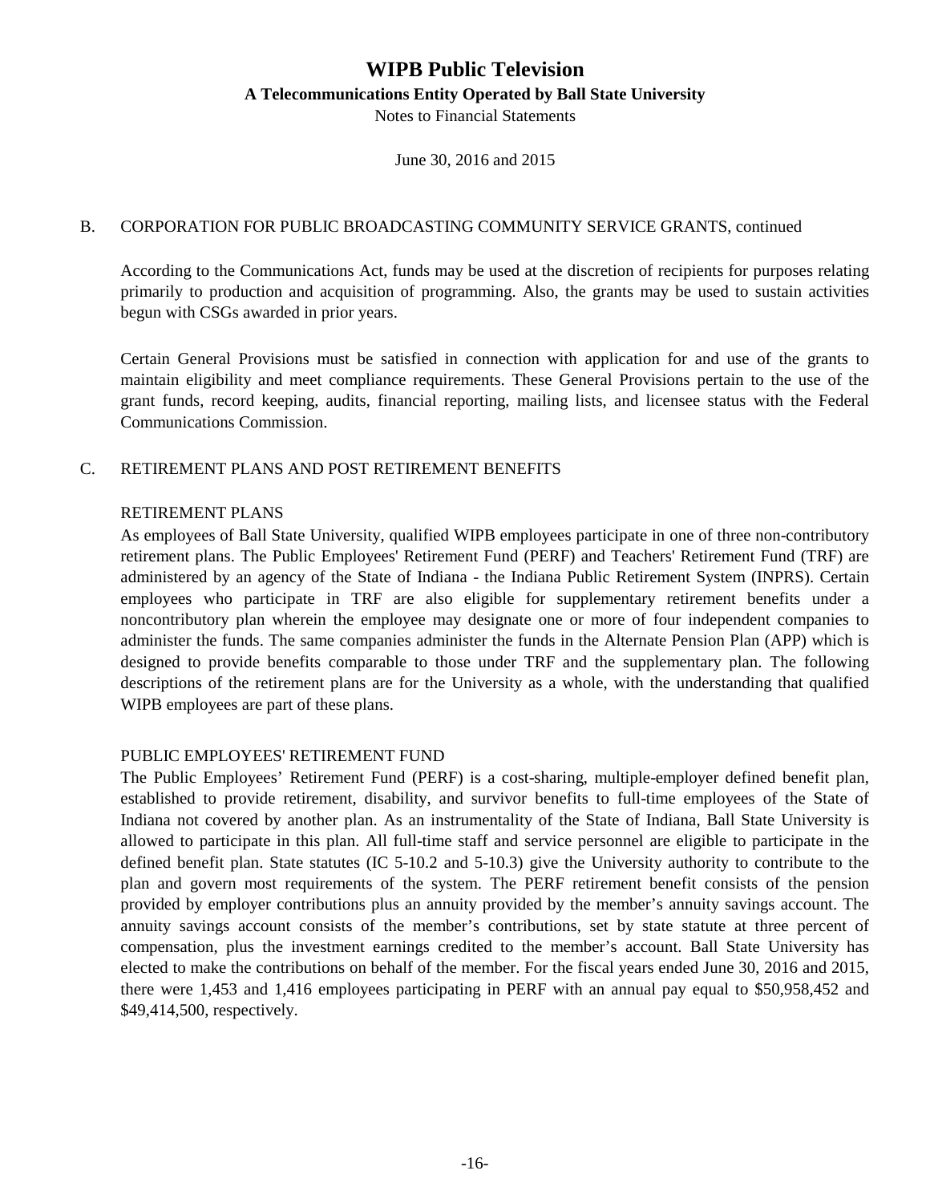## B. CORPORATION FOR PUBLIC BROADCASTING COMMUNITY SERVICE GRANTS, continued

According to the Communications Act, funds may be used at the discretion of recipients for purposes relating primarily to production and acquisition of programming. Also, the grants may be used to sustain activities begun with CSGs awarded in prior years.

Certain General Provisions must be satisfied in connection with application for and use of the grants to maintain eligibility and meet compliance requirements. These General Provisions pertain to the use of the grant funds, record keeping, audits, financial reporting, mailing lists, and licensee status with the Federal Communications Commission.

## C. RETIREMENT PLANS AND POST RETIREMENT BENEFITS

### RETIREMENT PLANS

As employees of Ball State University, qualified WIPB employees participate in one of three non-contributory retirement plans. The Public Employees' Retirement Fund (PERF) and Teachers' Retirement Fund (TRF) are administered by an agency of the State of Indiana - the Indiana Public Retirement System (INPRS). Certain employees who participate in TRF are also eligible for supplementary retirement benefits under a noncontributory plan wherein the employee may designate one or more of four independent companies to administer the funds. The same companies administer the funds in the Alternate Pension Plan (APP) which is designed to provide benefits comparable to those under TRF and the supplementary plan. The following descriptions of the retirement plans are for the University as a whole, with the understanding that qualified WIPB employees are part of these plans.

### PUBLIC EMPLOYEES' RETIREMENT FUND

The Public Employees' Retirement Fund (PERF) is a cost-sharing, multiple-employer defined benefit plan, established to provide retirement, disability, and survivor benefits to full-time employees of the State of Indiana not covered by another plan. As an instrumentality of the State of Indiana, Ball State University is allowed to participate in this plan. All full-time staff and service personnel are eligible to participate in the defined benefit plan. State statutes (IC 5-10.2 and 5-10.3) give the University authority to contribute to the plan and govern most requirements of the system. The PERF retirement benefit consists of the pension provided by employer contributions plus an annuity provided by the member's annuity savings account. The annuity savings account consists of the member's contributions, set by state statute at three percent of compensation, plus the investment earnings credited to the member's account. Ball State University has elected to make the contributions on behalf of the member. For the fiscal years ended June 30, 2016 and 2015, there were 1,453 and 1,416 employees participating in PERF with an annual pay equal to $50,958,452 and $49,414,500, respectively.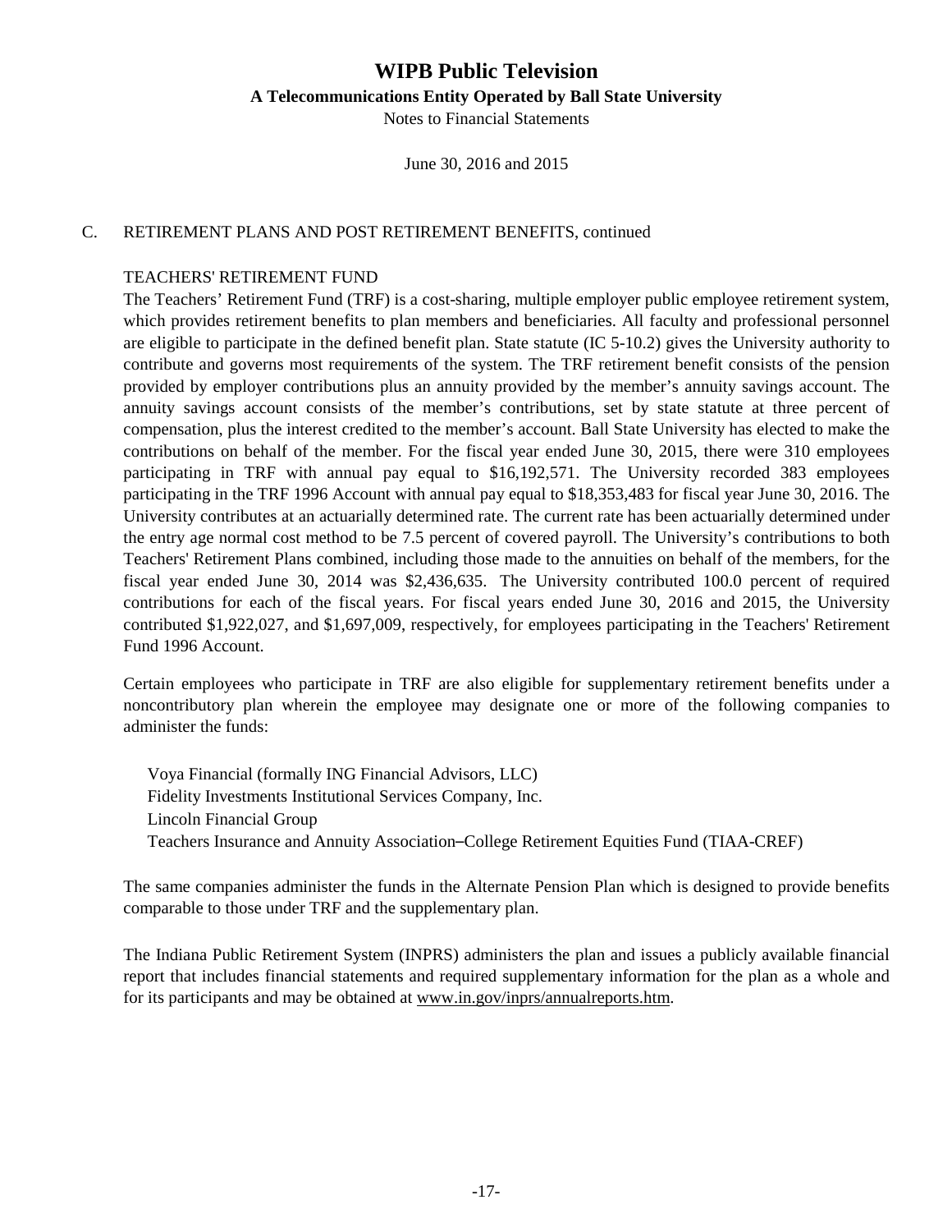C. RETIREMENT PLANS AND POST RETIREMENT BENEFITS, continued

TEACHERS' RETIREMENT FUND

The Teachers' Retirement Fund (TRF) is a cost-sharing, multiple employer public employee retirement system, which provides retirement benefits to plan members and beneficiaries. All faculty and professional personnel are eligible to participate in the defined benefit plan. State statute (IC 5-10.2) gives the University authority to contribute and governs most requirements of the system. The TRF retirement benefit consists of the pension provided by employer contributions plus an annuity provided by the member's annuity savings account. The annuity savings account consists of the member's contributions, set by state statute at three percent of compensation, plus the interest credited to the member's account. Ball State University has elected to make the contributions on behalf of the member. For the fiscal year ended June 30, 2015, there were 310 employees participating in TRF with annual pay equal to $16,192,571. The University recorded 383 employees participating in the TRF 1996 Account with annual pay equal to $18,353,483 for fiscal year June 30, 2016. The University contributes at an actuarially determined rate. The current rate has been actuarially determined under the entry age normal cost method to be 7.5 percent of covered payroll. The University's contributions to both Teachers' Retirement Plans combined, including those made to the annuities on behalf of the members, for the fiscal year ended June 30, 2014 was $2,436,635. The University contributed 100.0 percent of required contributions for each of the fiscal years. For fiscal years ended June 30, 2016 and 2015, the University contributed $1,922,027, and $1,697,009, respectively, for employees participating in the Teachers' Retirement Fund 1996 Account.

Certain employees who participate in TRF are also eligible for supplementary retirement benefits under a noncontributory plan wherein the employee may designate one or more of the following companies to administer the funds:

Voya Financial (formally ING Financial Advisors, LLC)
Fidelity Investments Institutional Services Company, Inc.
Lincoln Financial Group
Teachers Insurance and Annuity Association–College Retirement Equities Fund (TIAA-CREF)

The same companies administer the funds in the Alternate Pension Plan which is designed to provide benefits comparable to those under TRF and the supplementary plan.

The Indiana Public Retirement System (INPRS) administers the plan and issues a publicly available financial report that includes financial statements and required supplementary information for the plan as a whole and for its participants and may be obtained at www.in.gov/inprs/annualreports.htm.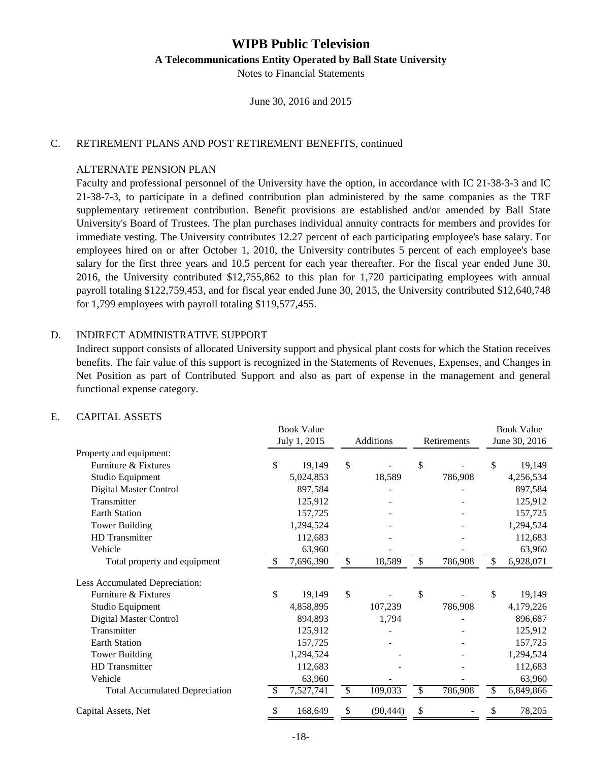# WIPB Public Television

**A Telecommunications Entity Operated by Ball State University**

Notes to Financial Statements

June 30, 2016 and 2015

C. RETIREMENT PLANS AND POST RETIREMENT BENEFITS, continued

ALTERNATE PENSION PLAN

Faculty and professional personnel of the University have the option, in accordance with IC 21-38-3-3 and IC 21-38-7-3, to participate in a defined contribution plan administered by the same companies as the TRF supplementary retirement contribution. Benefit provisions are established and/or amended by Ball State University's Board of Trustees. The plan purchases individual annuity contracts for members and provides for immediate vesting. The University contributes 12.27 percent of each participating employee's base salary. For employees hired on or after October 1, 2010, the University contributes 5 percent of each employee's base salary for the first three years and 10.5 percent for each year thereafter. For the fiscal year ended June 30, 2016, the University contributed $12,755,862 to this plan for 1,720 participating employees with annual payroll totaling $122,759,453, and for fiscal year ended June 30, 2015, the University contributed $12,640,748 for 1,799 employees with payroll totaling $119,577,455.

D. INDIRECT ADMINISTRATIVE SUPPORT

Indirect support consists of allocated University support and physical plant costs for which the Station receives benefits. The fair value of this support is recognized in the Statements of Revenues, Expenses, and Changes in Net Position as part of Contributed Support and also as part of expense in the management and general functional expense category.

E. CAPITAL ASSETS

| | Book Value July 1, 2015 | Additions | Retirements | Book Value June 30, 2016 |
|---|---|---|---|---|
| Property and equipment: | | | | |
| Furniture & Fixtures | $ 19,149 | $ - | $ - | $ 19,149 |
| Studio Equipment | 5,024,853 | 18,589 | 786,908 | 4,256,534 |
| Digital Master Control | 897,584 | - | - | 897,584 |
| Transmitter | 125,912 | - | - | 125,912 |
| Earth Station | 157,725 | - | - | 157,725 |
| Tower Building | 1,294,524 | - | - | 1,294,524 |
| HD Transmitter | 112,683 | - | - | 112,683 |
| Vehicle | 63,960 | - | - | 63,960 |
| Total property and equipment | $ 7,696,390 | $ 18,589 | $ 786,908 | $ 6,928,071 |
| Less Accumulated Depreciation: | | | | |
| Furniture & Fixtures | $ 19,149 | $ - | $ - | $ 19,149 |
| Studio Equipment | 4,858,895 | 107,239 | 786,908 | 4,179,226 |
| Digital Master Control | 894,893 | 1,794 | - | 896,687 |
| Transmitter | 125,912 | - | - | 125,912 |
| Earth Station | 157,725 | - | - | 157,725 |
| Tower Building | 1,294,524 | - | - | 1,294,524 |
| HD Transmitter | 112,683 | - | - | 112,683 |
| Vehicle | 63,960 | - | - | 63,960 |
| Total Accumulated Depreciation | $ 7,527,741 | $ 109,033 | $ 786,908 | $ 6,849,866 |
| Capital Assets, Net | $ 168,649 | $ (90,444) | $ - | $ 78,205 |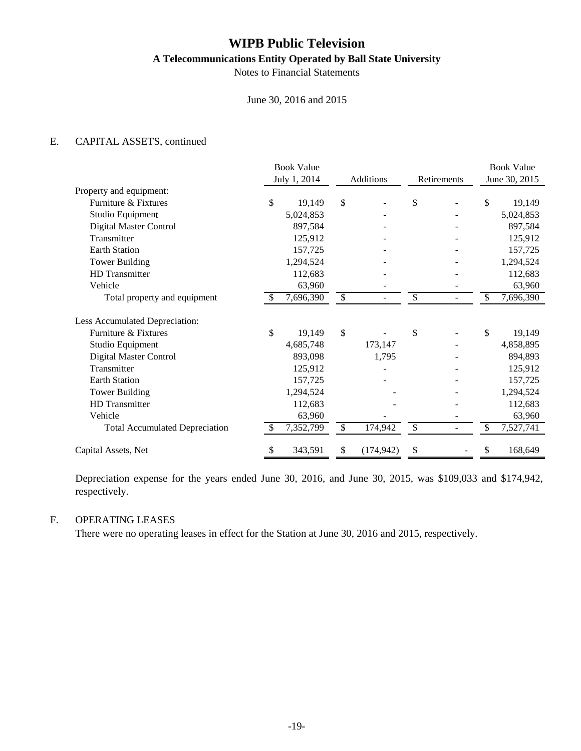# WIPB Public Television

## A Telecommunications Entity Operated by Ball State University

Notes to Financial Statements

June 30, 2016 and 2015

E. CAPITAL ASSETS, continued

| | Book Value July 1, 2014 | Additions | Retirements | Book Value June 30, 2015 |
|---|---|---|---|---|
| Property and equipment: | | | | |
| Furniture & Fixtures | $ 19,149 | $ - | $ - | $ 19,149 |
| Studio Equipment | 5,024,853 | - | - | 5,024,853 |
| Digital Master Control | 897,584 | - | - | 897,584 |
| Transmitter | 125,912 | - | - | 125,912 |
| Earth Station | 157,725 | - | - | 157,725 |
| Tower Building | 1,294,524 | - | - | 1,294,524 |
| HD Transmitter | 112,683 | - | - | 112,683 |
| Vehicle | 63,960 | - | - | 63,960 |
| Total property and equipment | $ 7,696,390 | $ - | $ - | $ 7,696,390 |
| Less Accumulated Depreciation: | | | | |
| Furniture & Fixtures | $ 19,149 | $ - | $ - | $ 19,149 |
| Studio Equipment | 4,685,748 | 173,147 | - | 4,858,895 |
| Digital Master Control | 893,098 | 1,795 | - | 894,893 |
| Transmitter | 125,912 | - | - | 125,912 |
| Earth Station | 157,725 | - | - | 157,725 |
| Tower Building | 1,294,524 | - | - | 1,294,524 |
| HD Transmitter | 112,683 | - | - | 112,683 |
| Vehicle | 63,960 | - | - | 63,960 |
| Total Accumulated Depreciation | $ 7,352,799 | $ 174,942 | $ - | $ 7,527,741 |
| Capital Assets, Net | $ 343,591 | $ (174,942) | $ - | $ 168,649 |

Depreciation expense for the years ended June 30, 2016, and June 30, 2015, was $109,033 and $174,942, respectively.

F. OPERATING LEASES

There were no operating leases in effect for the Station at June 30, 2016 and 2015, respectively.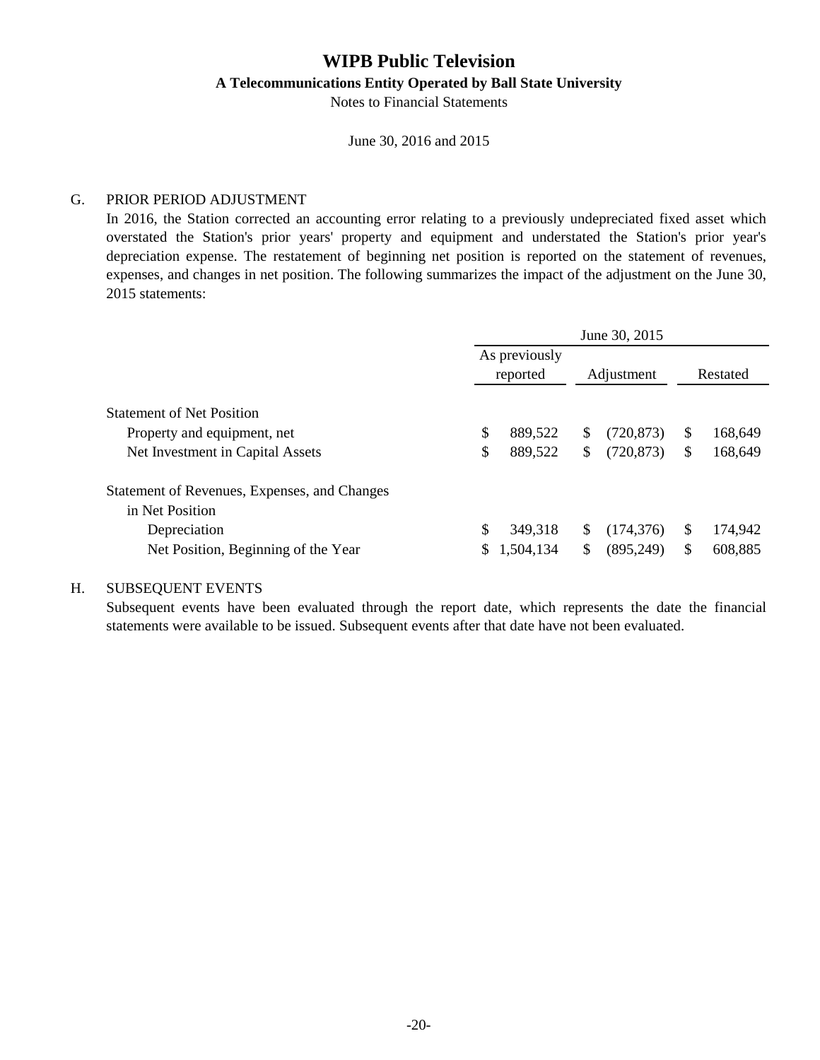# WIPB Public Television

**A Telecommunications Entity Operated by Ball State University**

Notes to Financial Statements

June 30, 2016 and 2015

G. PRIOR PERIOD ADJUSTMENT

In 2016, the Station corrected an accounting error relating to a previously undepreciated fixed asset which overstated the Station's prior years' property and equipment and understated the Station's prior year's depreciation expense. The restatement of beginning net position is reported on the statement of revenues, expenses, and changes in net position. The following summarizes the impact of the adjustment on the June 30, 2015 statements:

| | June 30, 2015 | | |
|---|---|---|---|
| | As previously reported | Adjustment | Restated |
| Statement of Net Position | | | |
| Property and equipment, net | $ 889,522 | $ (720,873) | $ 168,649 |
| Net Investment in Capital Assets | $ 889,522 | $ (720,873) | $ 168,649 |
| Statement of Revenues, Expenses, and Changes in Net Position | | | |
| Depreciation | $ 349,318 | $ (174,376) | $ 174,942 |
| Net Position, Beginning of the Year | $ 1,504,134 | $ (895,249) | $ 608,885 |

H. SUBSEQUENT EVENTS

Subsequent events have been evaluated through the report date, which represents the date the financial statements were available to be issued. Subsequent events after that date have not been evaluated.